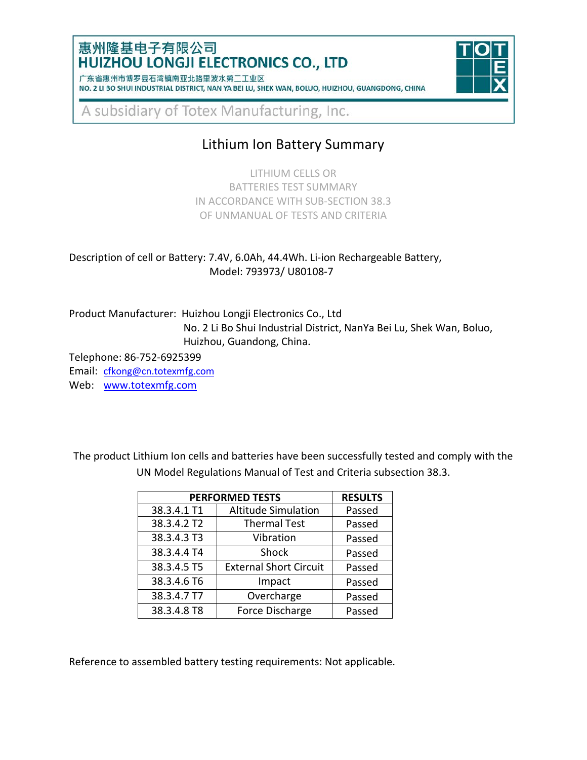惠州隆基电子有限公司
**HUIZHOU LONGJI ELECTRONICS CO., LTD**

广东省惠州市博罗县石湾镇南亚北路里波水第二工业区
NO. 2 LI BO SHUI INDUSTRIAL DISTRICT, NAN YA BEI LU, SHEK WAN, BOLUO, HUIZHOU, GUANGDONG, CHINA

TOTEX

A subsidiary of Totex Manufacturing, Inc.

# Lithium Ion Battery Summary

LITHIUM CELLS OR
BATTERIES TEST SUMMARY
IN ACCORDANCE WITH SUB-SECTION 38.3
OF UNMANUAL OF TESTS AND CRITERIA

Description of cell or Battery: 7.4V, 6.0Ah, 44.4Wh. Li-ion Rechargeable Battery,
Model: 793973/ U80108-7

Product Manufacturer: Huizhou Longji Electronics Co., Ltd
No. 2 Li Bo Shui Industrial District, NanYa Bei Lu, Shek Wan, Boluo, Huizhou, Guandong, China.

Telephone: 86-752-6925399
Email: cfkong@cn.totexmfg.com
Web: www.totexmfg.com

The product Lithium Ion cells and batteries have been successfully tested and comply with the UN Model Regulations Manual of Test and Criteria subsection 38.3.

| PERFORMED TESTS | | RESULTS |
|---|---|---|
| 38.3.4.1 T1 | Altitude Simulation | Passed |
| 38.3.4.2 T2 | Thermal Test | Passed |
| 38.3.4.3 T3 | Vibration | Passed |
| 38.3.4.4 T4 | Shock | Passed |
| 38.3.4.5 T5 | External Short Circuit | Passed |
| 38.3.4.6 T6 | Impact | Passed |
| 38.3.4.7 T7 | Overcharge | Passed |
| 38.3.4.8 T8 | Force Discharge | Passed |

Reference to assembled battery testing requirements: Not applicable.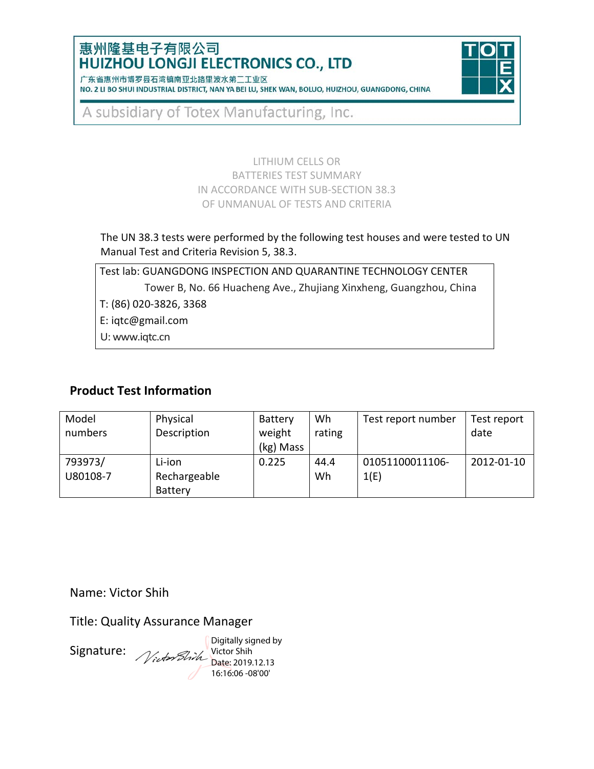惠州隆基电子有限公司
**HUIZHOU LONGJI ELECTRONICS CO., LTD**

广东省惠州市博罗县石湾镇南亚北路里波水第二工业区
NO. 2 LI BO SHUI INDUSTRIAL DISTRICT, NAN YA BEI LU, SHEK WAN, BOLUO, HUIZHOU, GUANGDONG, CHINA

A subsidiary of Totex Manufacturing, Inc.

TOTEX

LITHIUM CELLS OR
BATTERIES TEST SUMMARY
IN ACCORDANCE WITH SUB-SECTION 38.3
OF UNMANUAL OF TESTS AND CRITERIA

The UN 38.3 tests were performed by the following test houses and were tested to UN Manual Test and Criteria Revision 5, 38.3.

Test lab: GUANGDONG INSPECTION AND QUARANTINE TECHNOLOGY CENTER
Tower B, No. 66 Huacheng Ave., Zhujiang Xinxheng, Guangzhou, China
T: (86) 020-3826, 3368
E: iqtc@gmail.com
U: www.iqtc.cn

## Product Test Information

| Model numbers | Physical Description | Battery weight (kg) Mass | Wh rating | Test report number | Test report date |
|---|---|---|---|---|---|
| 793973/ U80108-7 | Li-ion Rechargeable Battery | 0.225 | 44.4 Wh | 01051100011106-1(E) | 2012-01-10 |

Name: Victor Shih

Title: Quality Assurance Manager

Signature: Victor Shih

Digitally signed by Victor Shih
Date: 2019.12.13 16:16:06 -08'00'